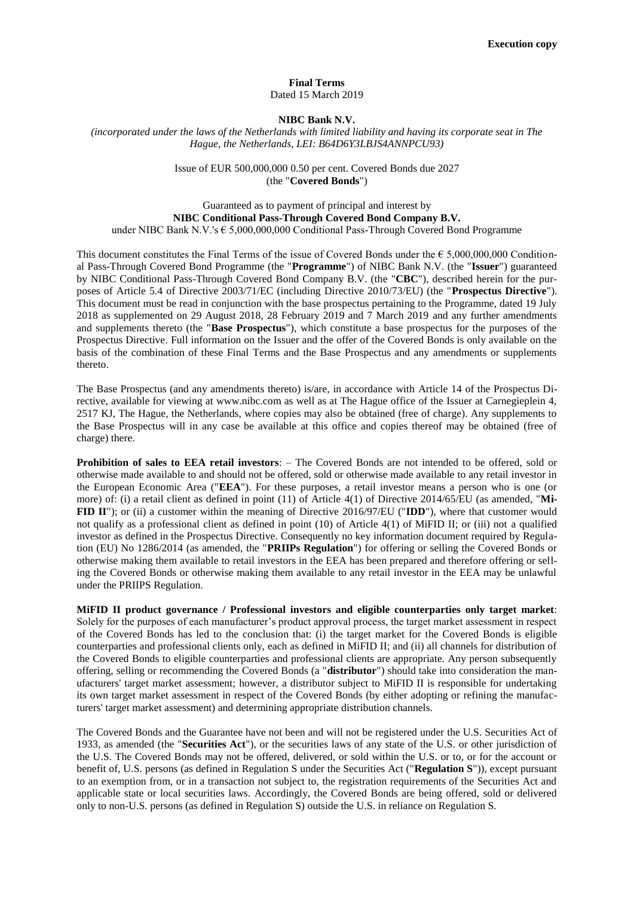**Execution copy**

**Final Terms**

Dated 15 March 2019

**NIBC Bank N.V.**

*(incorporated under the laws of the Netherlands with limited liability and having its corporate seat in The Hague, the Netherlands, LEI: B64D6Y3LBJS4ANNPCU93)*

Issue of EUR 500,000,000 0.50 per cent. Covered Bonds due 2027
(the "**Covered Bonds**")

Guaranteed as to payment of principal and interest by
**NIBC Conditional Pass-Through Covered Bond Company B.V.**
under NIBC Bank N.V.'s € 5,000,000,000 Conditional Pass-Through Covered Bond Programme

This document constitutes the Final Terms of the issue of Covered Bonds under the € 5,000,000,000 Conditional Pass-Through Covered Bond Programme (the "**Programme**") of NIBC Bank N.V. (the "**Issuer**") guaranteed by NIBC Conditional Pass-Through Covered Bond Company B.V. (the "**CBC**"), described herein for the purposes of Article 5.4 of Directive 2003/71/EC (including Directive 2010/73/EU) (the "**Prospectus Directive**"). This document must be read in conjunction with the base prospectus pertaining to the Programme, dated 19 July 2018 as supplemented on 29 August 2018, 28 February 2019 and 7 March 2019 and any further amendments and supplements thereto (the "**Base Prospectus**"), which constitute a base prospectus for the purposes of the Prospectus Directive. Full information on the Issuer and the offer of the Covered Bonds is only available on the basis of the combination of these Final Terms and the Base Prospectus and any amendments or supplements thereto.

The Base Prospectus (and any amendments thereto) is/are, in accordance with Article 14 of the Prospectus Directive, available for viewing at www.nibc.com as well as at The Hague office of the Issuer at Carnegieplein 4, 2517 KJ, The Hague, the Netherlands, where copies may also be obtained (free of charge). Any supplements to the Base Prospectus will in any case be available at this office and copies thereof may be obtained (free of charge) there.

**Prohibition of sales to EEA retail investors**: – The Covered Bonds are not intended to be offered, sold or otherwise made available to and should not be offered, sold or otherwise made available to any retail investor in the European Economic Area ("**EEA**"). For these purposes, a retail investor means a person who is one (or more) of: (i) a retail client as defined in point (11) of Article 4(1) of Directive 2014/65/EU (as amended, "**MiFID II**"); or (ii) a customer within the meaning of Directive 2016/97/EU ("**IDD**"), where that customer would not qualify as a professional client as defined in point (10) of Article 4(1) of MiFID II; or (iii) not a qualified investor as defined in the Prospectus Directive. Consequently no key information document required by Regulation (EU) No 1286/2014 (as amended, the "**PRIIPs Regulation**") for offering or selling the Covered Bonds or otherwise making them available to retail investors in the EEA has been prepared and therefore offering or selling the Covered Bonds or otherwise making them available to any retail investor in the EEA may be unlawful under the PRIIPS Regulation.

**MiFID II product governance / Professional investors and eligible counterparties only target market**: Solely for the purposes of each manufacturer's product approval process, the target market assessment in respect of the Covered Bonds has led to the conclusion that: (i) the target market for the Covered Bonds is eligible counterparties and professional clients only, each as defined in MiFID II; and (ii) all channels for distribution of the Covered Bonds to eligible counterparties and professional clients are appropriate. Any person subsequently offering, selling or recommending the Covered Bonds (a "**distributor**") should take into consideration the manufacturers' target market assessment; however, a distributor subject to MiFID II is responsible for undertaking its own target market assessment in respect of the Covered Bonds (by either adopting or refining the manufacturers' target market assessment) and determining appropriate distribution channels.

The Covered Bonds and the Guarantee have not been and will not be registered under the U.S. Securities Act of 1933, as amended (the "**Securities Act**"), or the securities laws of any state of the U.S. or other jurisdiction of the U.S. The Covered Bonds may not be offered, delivered, or sold within the U.S. or to, or for the account or benefit of, U.S. persons (as defined in Regulation S under the Securities Act ("**Regulation S**")), except pursuant to an exemption from, or in a transaction not subject to, the registration requirements of the Securities Act and applicable state or local securities laws. Accordingly, the Covered Bonds are being offered, sold or delivered only to non-U.S. persons (as defined in Regulation S) outside the U.S. in reliance on Regulation S.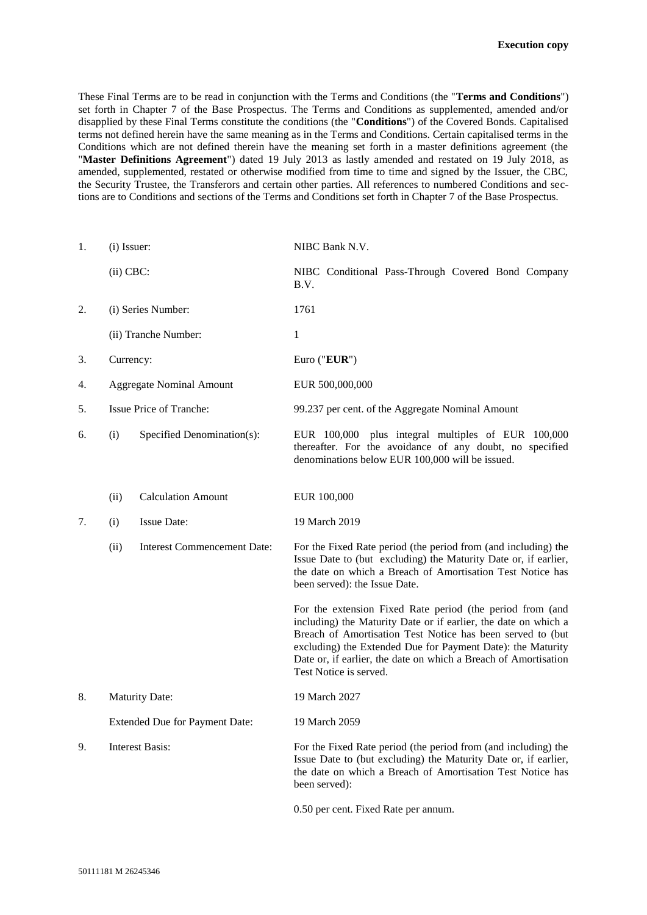**Execution copy**

These Final Terms are to be read in conjunction with the Terms and Conditions (the "**Terms and Conditions**") set forth in Chapter 7 of the Base Prospectus. The Terms and Conditions as supplemented, amended and/or disapplied by these Final Terms constitute the conditions (the "**Conditions**") of the Covered Bonds. Capitalised terms not defined herein have the same meaning as in the Terms and Conditions. Certain capitalised terms in the Conditions which are not defined therein have the meaning set forth in a master definitions agreement (the "**Master Definitions Agreement**") dated 19 July 2013 as lastly amended and restated on 19 July 2018, as amended, supplemented, restated or otherwise modified from time to time and signed by the Issuer, the CBC, the Security Trustee, the Transferors and certain other parties. All references to numbered Conditions and sections are to Conditions and sections of the Terms and Conditions set forth in Chapter 7 of the Base Prospectus.

| | | |
|---|---|---|
| 1. | (i) Issuer: | NIBC Bank N.V. |
| | (ii) CBC: | NIBC Conditional Pass-Through Covered Bond Company B.V. |
| 2. | (i) Series Number: | 1761 |
| | (ii) Tranche Number: | 1 |
| 3. | Currency: | Euro ("**EUR**") |
| 4. | Aggregate Nominal Amount | EUR 500,000,000 |
| 5. | Issue Price of Tranche: | 99.237 per cent. of the Aggregate Nominal Amount |
| 6. | (i) Specified Denomination(s): | EUR 100,000 plus integral multiples of EUR 100,000 thereafter. For the avoidance of any doubt, no specified denominations below EUR 100,000 will be issued. |
| | (ii) Calculation Amount | EUR 100,000 |
| 7. | (i) Issue Date: | 19 March 2019 |
| | (ii) Interest Commencement Date: | For the Fixed Rate period (the period from (and including) the Issue Date to (but excluding) the Maturity Date or, if earlier, the date on which a Breach of Amortisation Test Notice has been served): the Issue Date.<br><br>For the extension Fixed Rate period (the period from (and including) the Maturity Date or if earlier, the date on which a Breach of Amortisation Test Notice has been served to (but excluding) the Extended Due for Payment Date): the Maturity Date or, if earlier, the date on which a Breach of Amortisation Test Notice is served. |
| 8. | Maturity Date: | 19 March 2027 |
| | Extended Due for Payment Date: | 19 March 2059 |
| 9. | Interest Basis: | For the Fixed Rate period (the period from (and including) the Issue Date to (but excluding) the Maturity Date or, if earlier, the date on which a Breach of Amortisation Test Notice has been served):<br><br>0.50 per cent. Fixed Rate per annum. |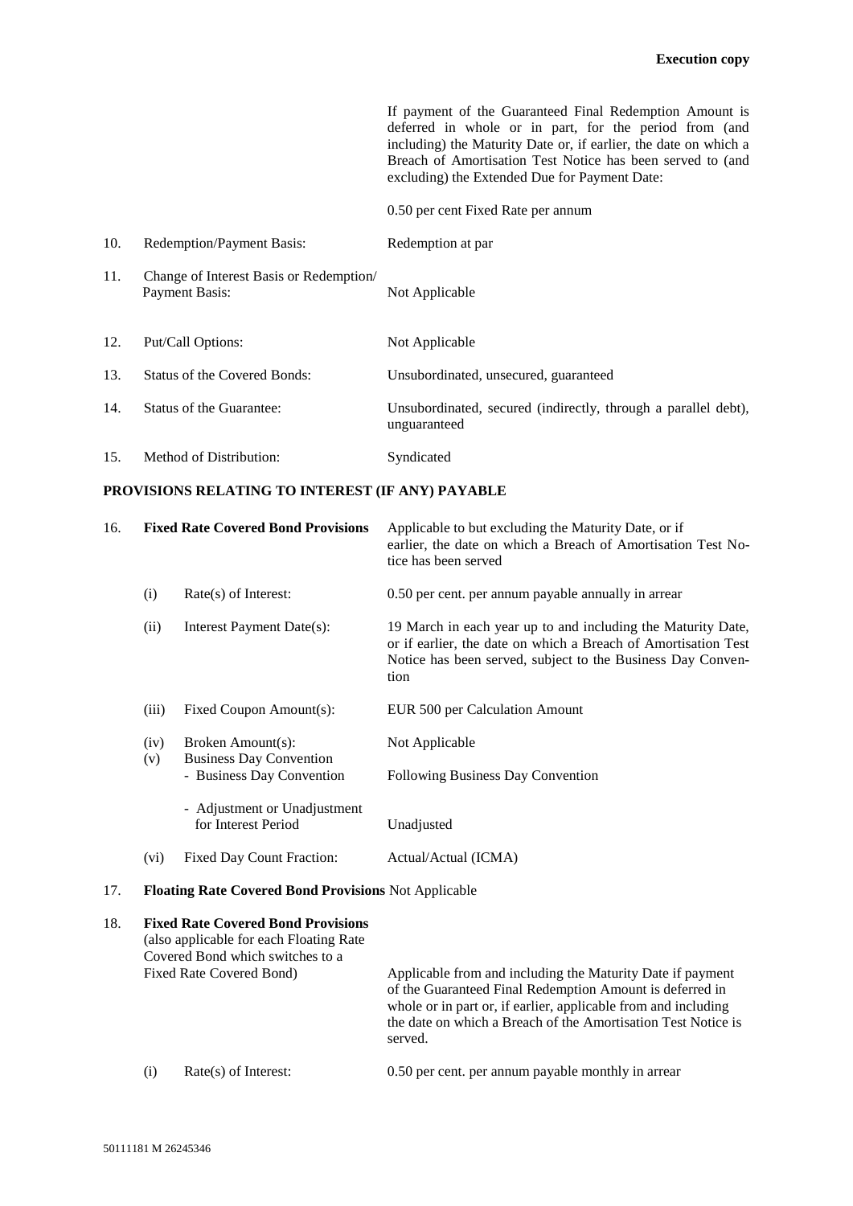If payment of the Guaranteed Final Redemption Amount is deferred in whole or in part, for the period from (and including) the Maturity Date or, if earlier, the date on which a Breach of Amortisation Test Notice has been served to (and excluding) the Extended Due for Payment Date:

0.50 per cent Fixed Rate per annum

| | | | |
|---|---|---|---|
| 10. | Redemption/Payment Basis: | | Redemption at par |
| 11. | Change of Interest Basis or Redemption/ Payment Basis: | | Not Applicable |
| 12. | Put/Call Options: | | Not Applicable |
| 13. | Status of the Covered Bonds: | | Unsubordinated, unsecured, guaranteed |
| 14. | Status of the Guarantee: | | Unsubordinated, secured (indirectly, through a parallel debt), unguaranteed |
| 15. | Method of Distribution: | | Syndicated |

**PROVISIONS RELATING TO INTEREST (IF ANY) PAYABLE**

| | | | |
|---|---|---|---|
| 16. | **Fixed Rate Covered Bond Provisions** | | Applicable to but excluding the Maturity Date, or if earlier, the date on which a Breach of Amortisation Test Notice has been served |
| | (i) | Rate(s) of Interest: | 0.50 per cent. per annum payable annually in arrear |
| | (ii) | Interest Payment Date(s): | 19 March in each year up to and including the Maturity Date, or if earlier, the date on which a Breach of Amortisation Test Notice has been served, subject to the Business Day Convention |
| | (iii) | Fixed Coupon Amount(s): | EUR 500 per Calculation Amount |
| | (iv) | Broken Amount(s): | Not Applicable |
| | (v) | Business Day Convention<br>- Business Day Convention | Following Business Day Convention |
| | | - Adjustment or Unadjustment for Interest Period | Unadjusted |
| | (vi) | Fixed Day Count Fraction: | Actual/Actual (ICMA) |
| 17. | **Floating Rate Covered Bond Provisions** Not Applicable | | |
| 18. | **Fixed Rate Covered Bond Provisions** (also applicable for each Floating Rate Covered Bond which switches to a Fixed Rate Covered Bond) | | Applicable from and including the Maturity Date if payment of the Guaranteed Final Redemption Amount is deferred in whole or in part or, if earlier, applicable from and including the date on which a Breach of the Amortisation Test Notice is served. |
| | (i) | Rate(s) of Interest: | 0.50 per cent. per annum payable monthly in arrear |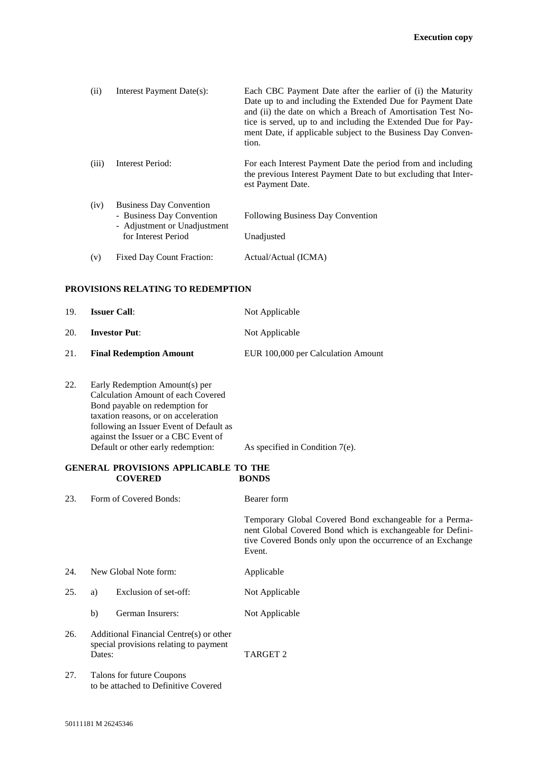| | | |
|---|---|---|
| (ii) | Interest Payment Date(s): | Each CBC Payment Date after the earlier of (i) the Maturity Date up to and including the Extended Due for Payment Date and (ii) the date on which a Breach of Amortisation Test Notice is served, up to and including the Extended Due for Payment Date, if applicable subject to the Business Day Convention. |
| (iii) | Interest Period: | For each Interest Payment Date the period from and including the previous Interest Payment Date to but excluding that Interest Payment Date. |
| (iv) | Business Day Convention<br>- Business Day Convention<br>- Adjustment or Unadjustment for Interest Period | <br>Following Business Day Convention<br>Unadjusted |
| (v) | Fixed Day Count Fraction: | Actual/Actual (ICMA) |

**PROVISIONS RELATING TO REDEMPTION**

| | | |
|---|---|---|
| 19. | **Issuer Call**: | Not Applicable |
| 20. | **Investor Put**: | Not Applicable |
| 21. | **Final Redemption Amount** | EUR 100,000 per Calculation Amount |
| 22. | Early Redemption Amount(s) per Calculation Amount of each Covered Bond payable on redemption for taxation reasons, or on acceleration following an Issuer Event of Default as against the Issuer or a CBC Event of Default or other early redemption: | As specified in Condition 7(e). |

**GENERAL PROVISIONS APPLICABLE TO THE COVERED BONDS**

| | | |
|---|---|---|
| 23. | Form of Covered Bonds: | Bearer form<br><br>Temporary Global Covered Bond exchangeable for a Permanent Global Covered Bond which is exchangeable for Definitive Covered Bonds only upon the occurrence of an Exchange Event. |
| 24. | New Global Note form: | Applicable |
| 25. | a) Exclusion of set-off: | Not Applicable |
| | b) German Insurers: | Not Applicable |
| 26. | Additional Financial Centre(s) or other special provisions relating to payment Dates: | TARGET 2 |
| 27. | Talons for future Coupons to be attached to Definitive Covered | |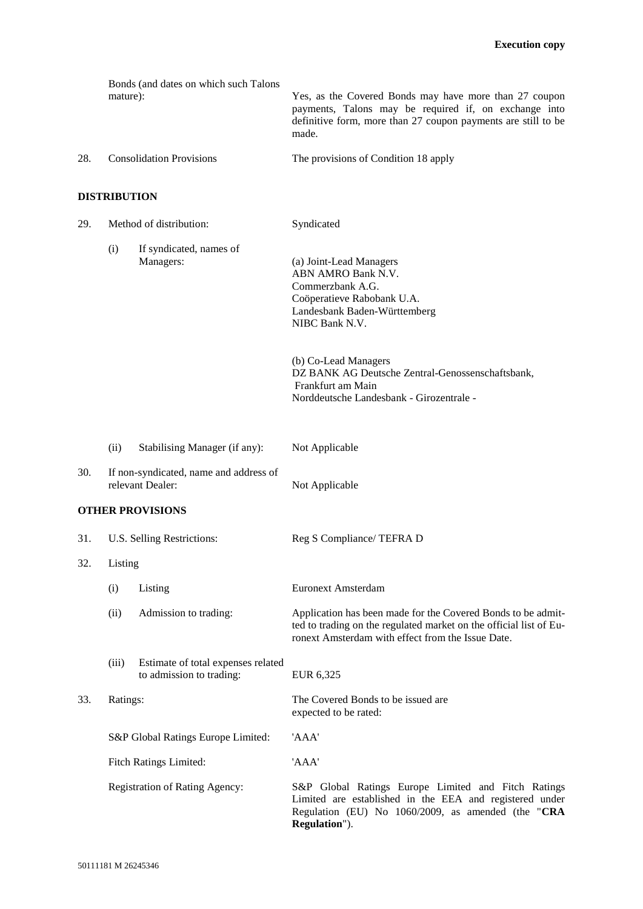| | | |
|---|---|---|
| | Bonds (and dates on which such Talons mature): | Yes, as the Covered Bonds may have more than 27 coupon payments, Talons may be required if, on exchange into definitive form, more than 27 coupon payments are still to be made. |
| 28. | Consolidation Provisions | The provisions of Condition 18 apply |

**DISTRIBUTION**

| | | |
|---|---|---|
| 29. | Method of distribution: | Syndicated |
| | (i) If syndicated, names of Managers: | (a) Joint-Lead Managers<br>ABN AMRO Bank N.V.<br>Commerzbank A.G.<br>Coöperatieve Rabobank U.A.<br>Landesbank Baden-Württemberg<br>NIBC Bank N.V.<br><br>(b) Co-Lead Managers<br>DZ BANK AG Deutsche Zentral-Genossenschaftsbank, Frankfurt am Main<br>Norddeutsche Landesbank - Girozentrale - |
| | (ii) Stabilising Manager (if any): | Not Applicable |
| 30. | If non-syndicated, name and address of relevant Dealer: | Not Applicable |

**OTHER PROVISIONS**

| | | |
|---|---|---|
| 31. | U.S. Selling Restrictions: | Reg S Compliance/ TEFRA D |
| 32. | Listing | |
| | (i) Listing | Euronext Amsterdam |
| | (ii) Admission to trading: | Application has been made for the Covered Bonds to be admitted to trading on the regulated market on the official list of Euronext Amsterdam with effect from the Issue Date. |
| | (iii) Estimate of total expenses related to admission to trading: | EUR 6,325 |
| 33. | Ratings: | The Covered Bonds to be issued are expected to be rated: |
| | S&P Global Ratings Europe Limited: | 'AAA' |
| | Fitch Ratings Limited: | 'AAA' |
| | Registration of Rating Agency: | S&P Global Ratings Europe Limited and Fitch Ratings Limited are established in the EEA and registered under Regulation (EU) No 1060/2009, as amended (the "**CRA Regulation**"). |

50111181 M 26245346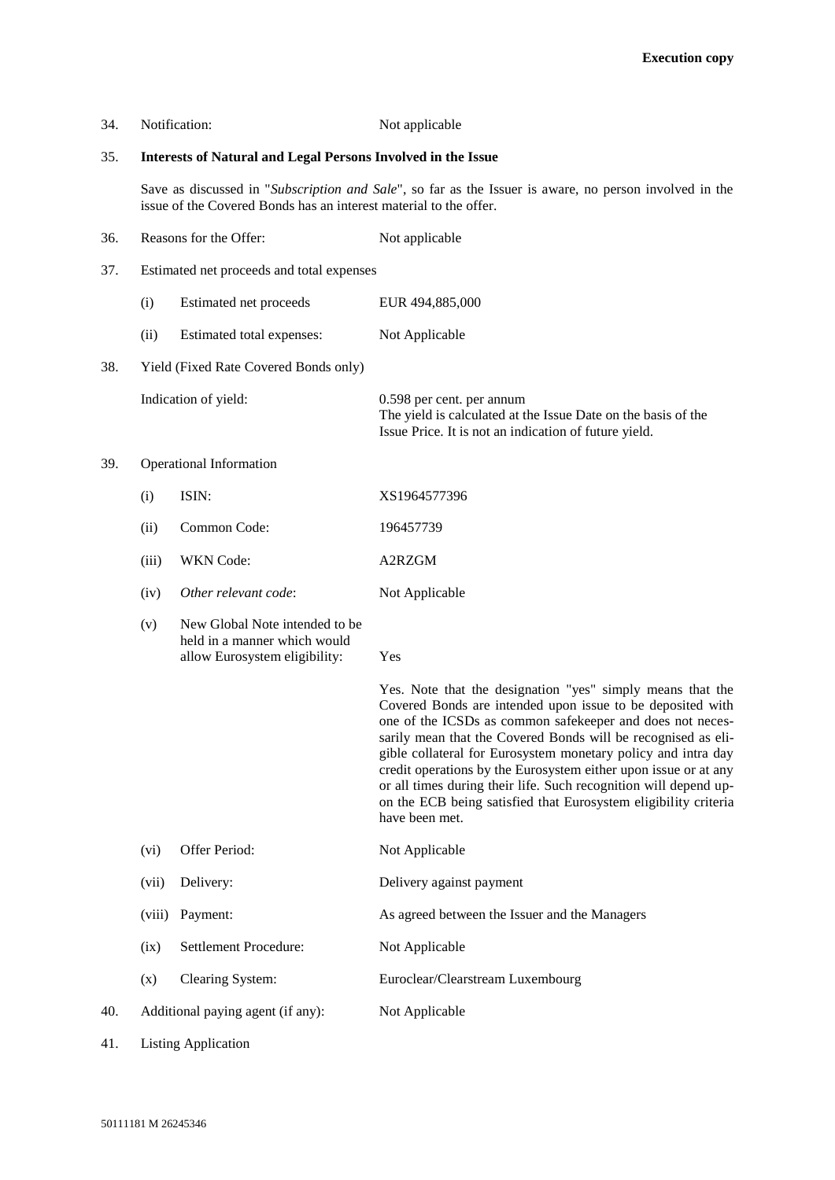34. Notification: Not applicable

35. **Interests of Natural and Legal Persons Involved in the Issue**

Save as discussed in "*Subscription and Sale*", so far as the Issuer is aware, no person involved in the issue of the Covered Bonds has an interest material to the offer.

36. Reasons for the Offer: Not applicable

37. Estimated net proceeds and total expenses

| | | |
|---|---|---|
| (i) | Estimated net proceeds | EUR 494,885,000 |
| (ii) | Estimated total expenses: | Not Applicable |

38. Yield (Fixed Rate Covered Bonds only)

Indication of yield: 0.598 per cent. per annum
The yield is calculated at the Issue Date on the basis of the Issue Price. It is not an indication of future yield.

39. Operational Information

| | | |
|---|---|---|
| (i) | ISIN: | XS1964577396 |
| (ii) | Common Code: | 196457739 |
| (iii) | WKN Code: | A2RZGM |
| (iv) | *Other relevant code*: | Not Applicable |
| (v) | New Global Note intended to be held in a manner which would allow Eurosystem eligibility: | Yes |
| | | Yes. Note that the designation "yes" simply means that the Covered Bonds are intended upon issue to be deposited with one of the ICSDs as common safekeeper and does not necessarily mean that the Covered Bonds will be recognised as eligible collateral for Eurosystem monetary policy and intra day credit operations by the Eurosystem either upon issue or at any or all times during their life. Such recognition will depend upon the ECB being satisfied that Eurosystem eligibility criteria have been met. |
| (vi) | Offer Period: | Not Applicable |
| (vii) | Delivery: | Delivery against payment |
| (viii) | Payment: | As agreed between the Issuer and the Managers |
| (ix) | Settlement Procedure: | Not Applicable |
| (x) | Clearing System: | Euroclear/Clearstream Luxembourg |

40. Additional paying agent (if any): Not Applicable

41. Listing Application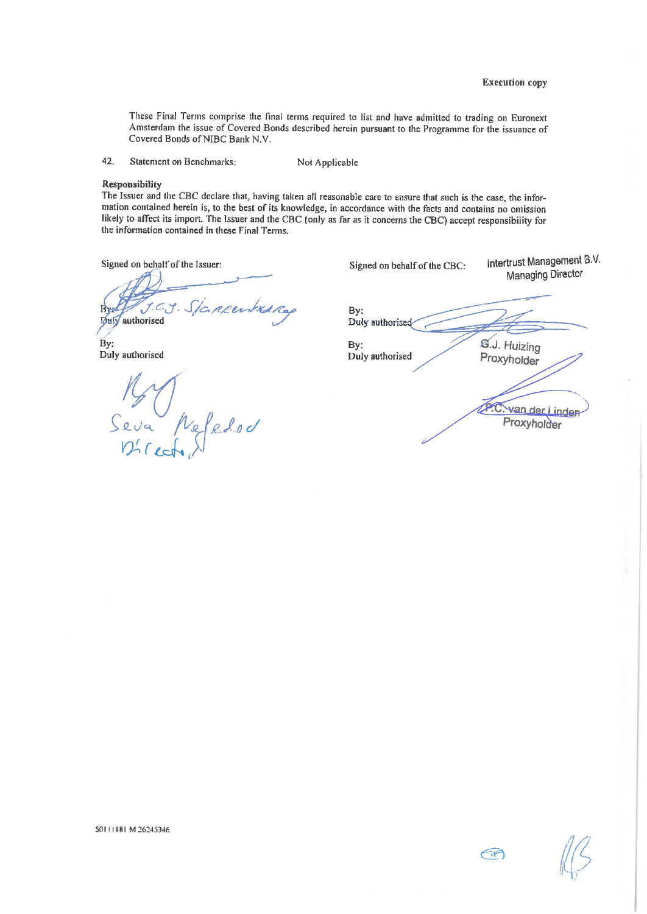Execution copy

These Final Terms comprise the final terms required to list and have admitted to trading on Euronext Amsterdam the issue of Covered Bonds described herein pursuant to the Programme for the issuance of Covered Bonds of NIBC Bank N.V.

42. Statement on Benchmarks: Not Applicable

**Responsibility**

The Issuer and the CBC declare that, having taken all reasonable care to ensure that such is the case, the information contained herein is, to the best of its knowledge, in accordance with the facts and contains no omission likely to affect its import. The Issuer and the CBC (only as far as it concerns the CBC) accept responsibility for the information contained in these Final Terms.

Signed on behalf of the Issuer:

By: J.C.J. Stakenburg
Duly authorised

By:
Duly authorised

Seva Nefedov
Director

Signed on behalf of the CBC: Intertrust Management B.V.
Managing Director

By:
Duly authorised
G.J. Huizing
Proxyholder

By:
Duly authorised
F.C. van der Linden
Proxyholder

50111181 M 26245346